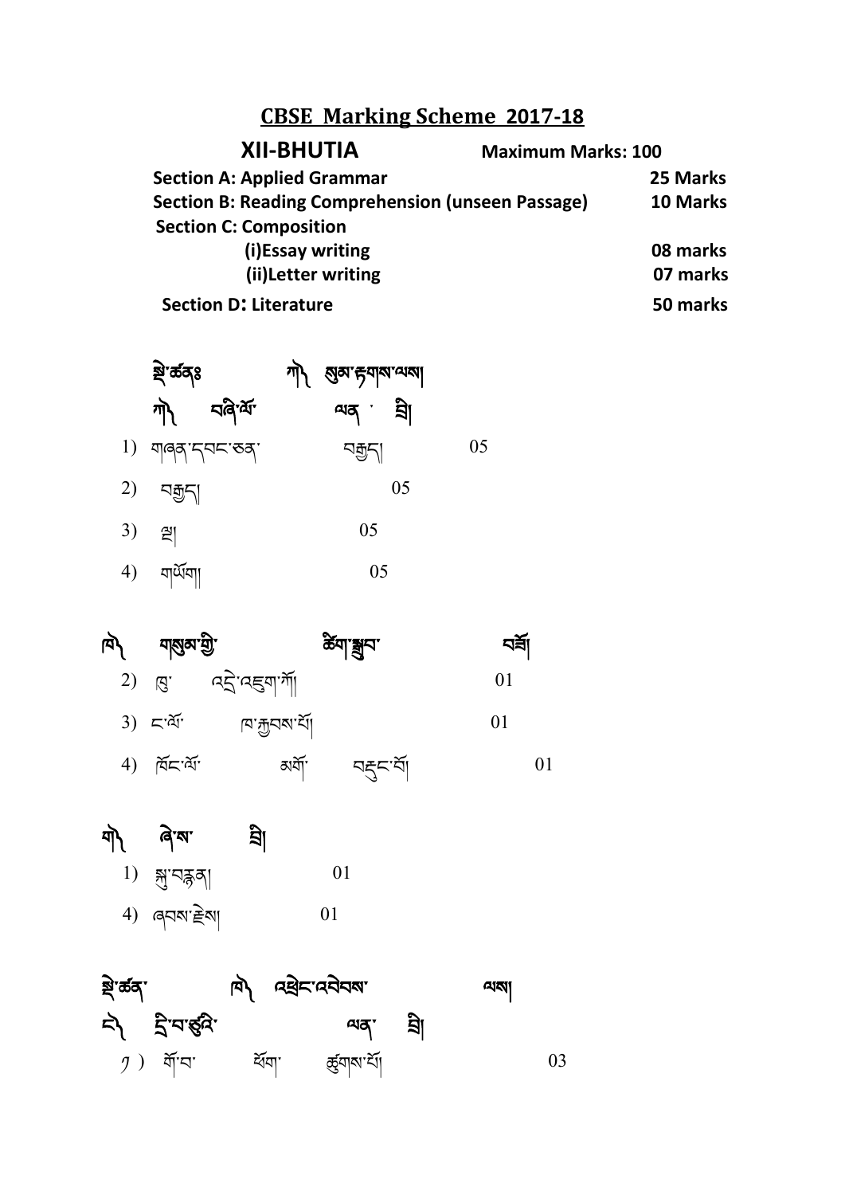# CBSE Marking Scheme 2017-18

**XII-BHUTIA** **Maximum Marks: 100**

| | |
|---|---|
| **Section A: Applied Grammar** | **25 Marks** |
| **Section B: Reading Comprehension (unseen Passage)** | **10 Marks** |
| **Section C: Composition** | |
| **(i)Essay writing** | **08 marks** |
| **(ii)Letter writing** | **07 marks** |
| **Section D: Literature** | **50 marks** |

སྡེ་ཚན༽ ཀ༽ སུམ་རྟགས་ལས།

ཀ༽ བཞི་པོ་ ལན་ ཐོ།

1) གཞན་དབང་ཅན་ བརྒྱད། 05

2) བརྒྱད། 05

3) ལྔ། 05

4) གཡོག། 05

ཁ༽ གསུམ་གྱི་ ཚིག་སྦྱིབ་ བསྒོ།

2) ཁྱེ་ འདྲི་འཇུག་ཀོ། 01

3) ང་པོ་ ཁ་རྒྱབས་པོ། 01

4) ཁོང་པོ་ མགོ་ བརྟུང་པོ། 01

ག༽ ཞིས་ ཐོ།

1) སྐུ་བརྙན། 01

4) ཞབས་རྗེས། 01

སྡེ་ཚན་ ཁ༽ འཕྲེང་འབེབས་ ལས།

ང༽ དྲི་བ་ཚུའི་ ལན་ ཐོ།

༡) གོ་བ་ ཧོག་ ཚུགས་པོ། 03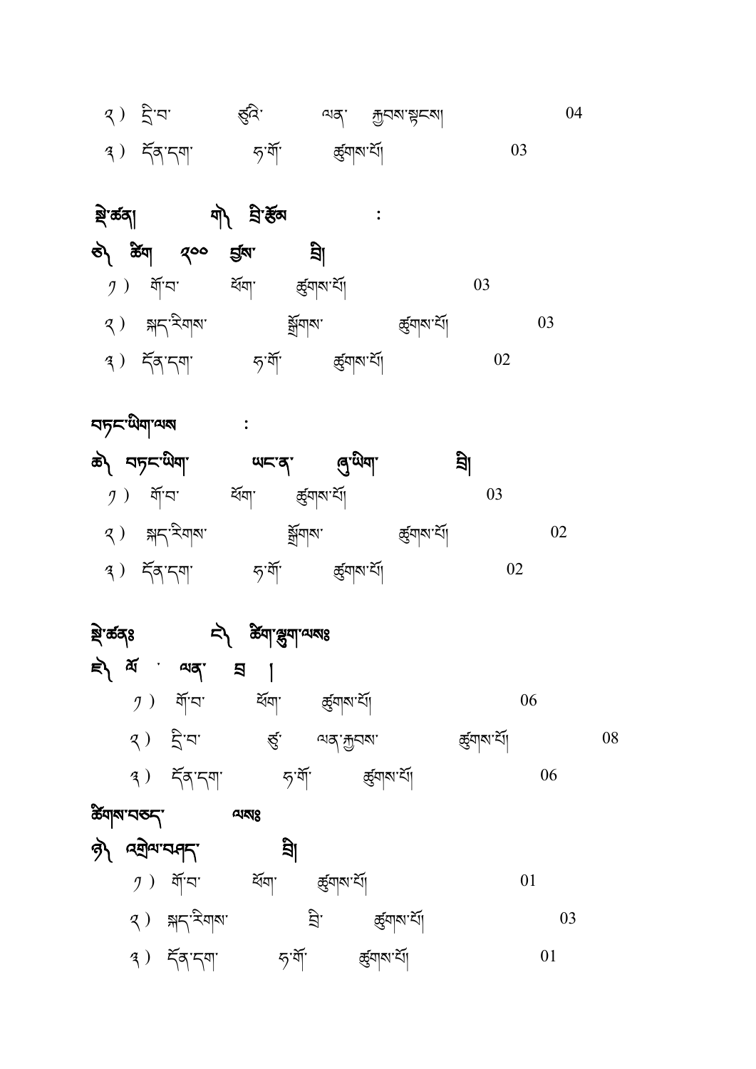༢ ) དྲི་བ་ ཚུའི་ ལན་ རྒྱབས་སྟངས། 04

༣ ) དོན་དག་ ཏ་གོ་ ཚུགས་པོ། 03

སྡེ་ཚན། ག༽ བྲི་རྩོམ :

ཅ༽ ཚིག ༤༠༠ ཙམ་ བྲིས།

༡ ) གོ་བ་ ཚོག་ ཚུགས་པོ། 03

༢ ) སྐད་རིགས་ སྒྲིགས་ ཚུགས་པོ། 03

༣ ) དོན་དག་ ཏ་གོ་ ཚུགས་པོ། 02

བཏང་ཡིག་ལས :

ཆ༽ བཏང་ཡིག་ ཡང་ན་ ཞུ་ཡིག་ བྲིས།

༡ ) གོ་བ་ ཚོག་ ཚུགས་པོ། 03

༢ ) སྐད་རིགས་ སྒྲིགས་ ཚུགས་པོ། 02

༣ ) དོན་དག་ ཏ་གོ་ ཚུགས་པོ། 02

སྡེ་ཚན༔ ང༽ ཚིག་ཕྲུག་ལས༔

ཇ༽ ལོ ' ལན་ ཟ །

༡ ) གོ་བ་ ཚོག་ ཚུགས་པོ། 06

༢ ) དྲི་བ་ ཚུ་ ལན་རྒྱབས་ ཚུགས་པོ། 08

༣ ) དོན་དག་ ཏ་གོ་ ཚུགས་པོ། 06

ཚོགས་བཅད་ ལས༔

ཀ༽ འགྲེལ་བཤད་ བྲིས།

༡ ) གོ་བ་ ཚོག་ ཚུགས་པོ། 01

༢ ) སྐད་རིགས་ བྲི་ ཚུགས་པོ། 03

༣ ) དོན་དག་ ཏ་གོ་ ཚུགས་པོ། 01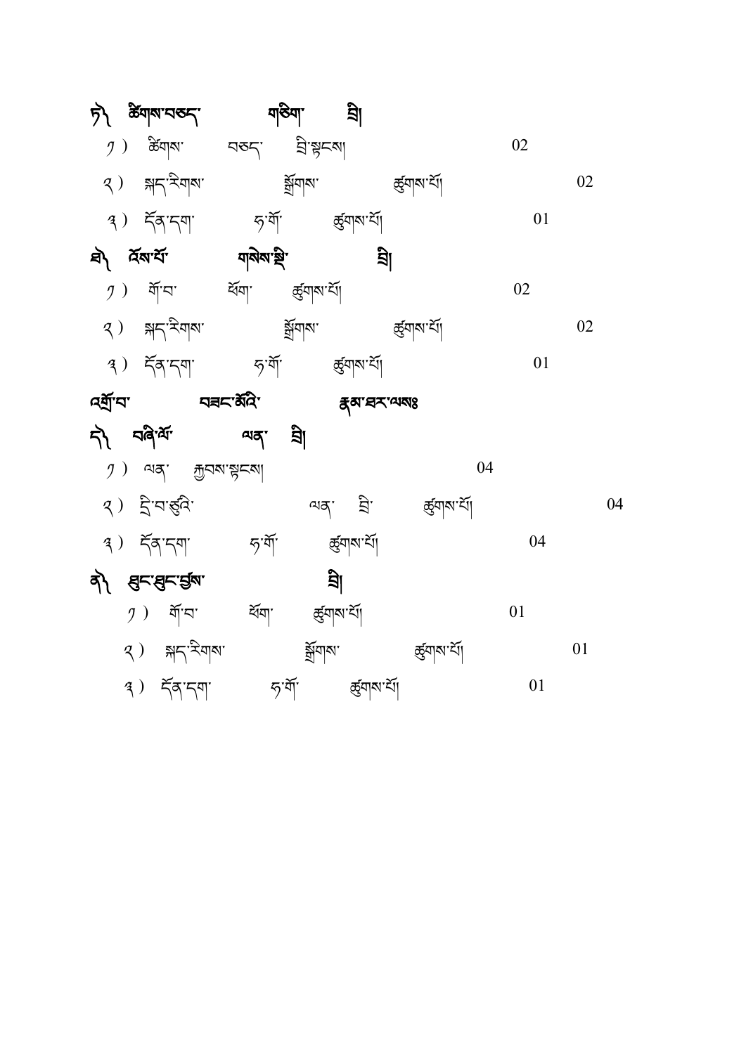ཏ༽ ཚོགས་བཅད་ གཅིག་ བྲི།

༡ ) ཚོགས་ བཅད་ བྲི་སྟངས། 02

༢ ) སྐད་རིགས་ སྒྲོགས་ ཚུགས་པོ། 02

༣ ) དོན་དག་ ཏ་གོ་ ཚུགས་པོ། 01

ཐ༽ འོས་པོ་ གསེས་སྒྲི་ བྲི།

༡ ) གོ་བ་ ཐོག་ ཚུགས་པོ། 02

༢ ) སྐད་རིགས་ སྒྲོགས་ ཚུགས་པོ། 02

༣ ) དོན་དག་ ཏ་གོ་ ཚུགས་པོ། 01

**འགྲོ་བ་ བཟང་མོའི་ རྣམ་ཐར་ལས༔**

ད༽ བཞི་ལོ་ ལན་ བྲི།

༡ ) ལན་ རྒྱབས་སྟངས། 04

༢ ) དྲི་བ་ཚུའི་ ལན་ བྲི་ ཚུགས་པོ། 04

༣ ) དོན་དག་ ཏ་གོ་ ཚུགས་པོ། 04

ན༽ ཐུང་ཐུང་ཚོས་ བྲི།

༡ ) གོ་བ་ ཐོག་ ཚུགས་པོ། 01

༢ ) སྐད་རིགས་ སྒྲོགས་ ཚུགས་པོ། 01

༣ ) དོན་དག་ ཏ་གོ་ ཚུགས་པོ། 01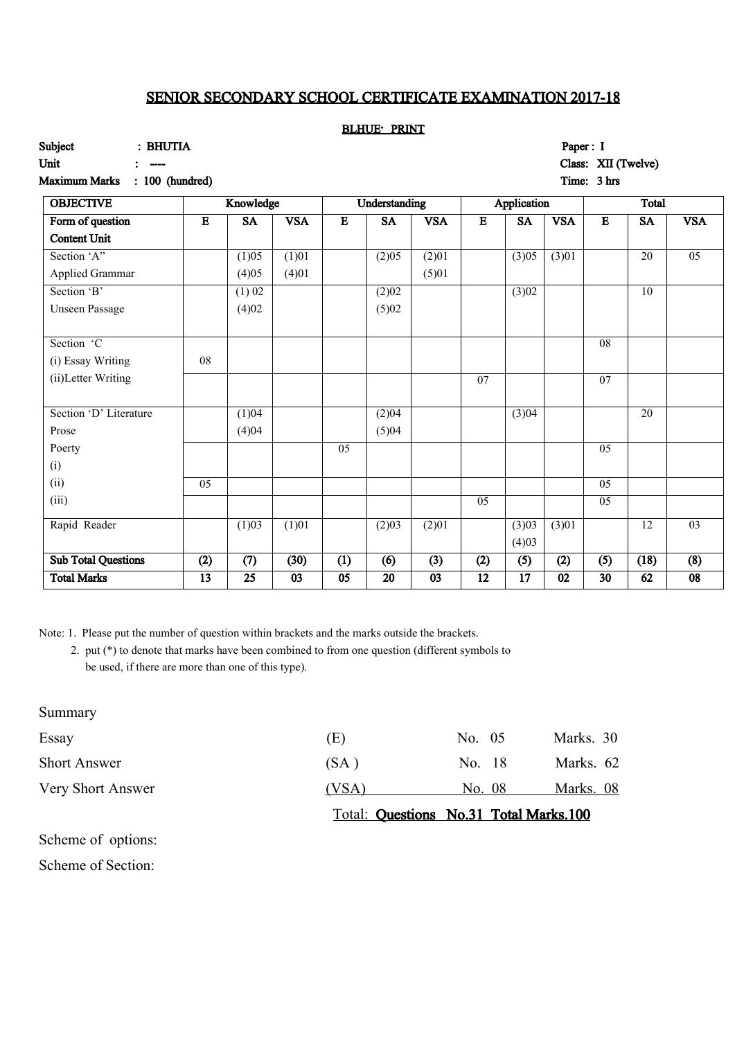# SENIOR SECONDARY SCHOOL CERTIFICATE EXAMINATION 2017-18

**BLHUE' PRINT**

**Subject : BHUTIA** &nbsp;&nbsp;&nbsp;&nbsp; **Paper : I**

**Unit : ----** &nbsp;&nbsp;&nbsp;&nbsp; **Class: XII (Twelve)**

**Maximum Marks : 100 (hundred)** &nbsp;&nbsp;&nbsp;&nbsp; **Time: 3 hrs**

| OBJECTIVE | Knowledge | | | Understanding | | | Application | | | Total | | |
|---|---|---|---|---|---|---|---|---|---|---|---|---|
| Form of question Content Unit | E | SA | VSA | E | SA | VSA | E | SA | VSA | E | SA | VSA |
| Section 'A" Applied Grammar | | (1)05 (4)05 | (1)01 (4)01 | | (2)05 | (2)01 (5)01 | | (3)05 | (3)01 | | 20 | 05 |
| Section 'B' Unseen Passage | | (1) 02 (4)02 | | | (2)02 (5)02 | | | (3)02 | | | 10 | |
| Section 'C (i) Essay Writing | 08 | | | | | | | | | 08 | | |
| (ii)Letter Writing | | | | | | | 07 | | | 07 | | |
| Section 'D' Literature Prose | | (1)04 (4)04 | | | (2)04 (5)04 | | | (3)04 | | | 20 | |
| Poerty (i) | | | | 05 | | | | | | 05 | | |
| (ii) | 05 | | | | | | | | | 05 | | |
| (iii) | | | | | | | 05 | | | 05 | | |
| Rapid Reader | | (1)03 | (1)01 | | (2)03 | (2)01 | | (3)03 (4)03 | (3)01 | | 12 | 03 |
| **Sub Total Questions** | **(2)** | **(7)** | **(30)** | **(1)** | **(6)** | **(3)** | **(2)** | **(5)** | **(2)** | **(5)** | **(18)** | **(8)** |
| **Total Marks** | **13** | **25** | **03** | **05** | **20** | **03** | **12** | **17** | **02** | **30** | **62** | **08** |

Note: 1. Please put the number of question within brackets and the marks outside the brackets.

2. put (*) to denote that marks have been combined to from one question (different symbols to be used, if there are more than one of this type).

Summary

| | | | |
|---|---|---|---|
| Essay | (E) | No. 05 | Marks. 30 |
| Short Answer | (SA ) | No. 18 | Marks. 62 |
| Very Short Answer | (VSA) | No. 08 | Marks. 08 |

Total: **Questions No.31 Total Marks.100**

Scheme of options:

Scheme of Section: